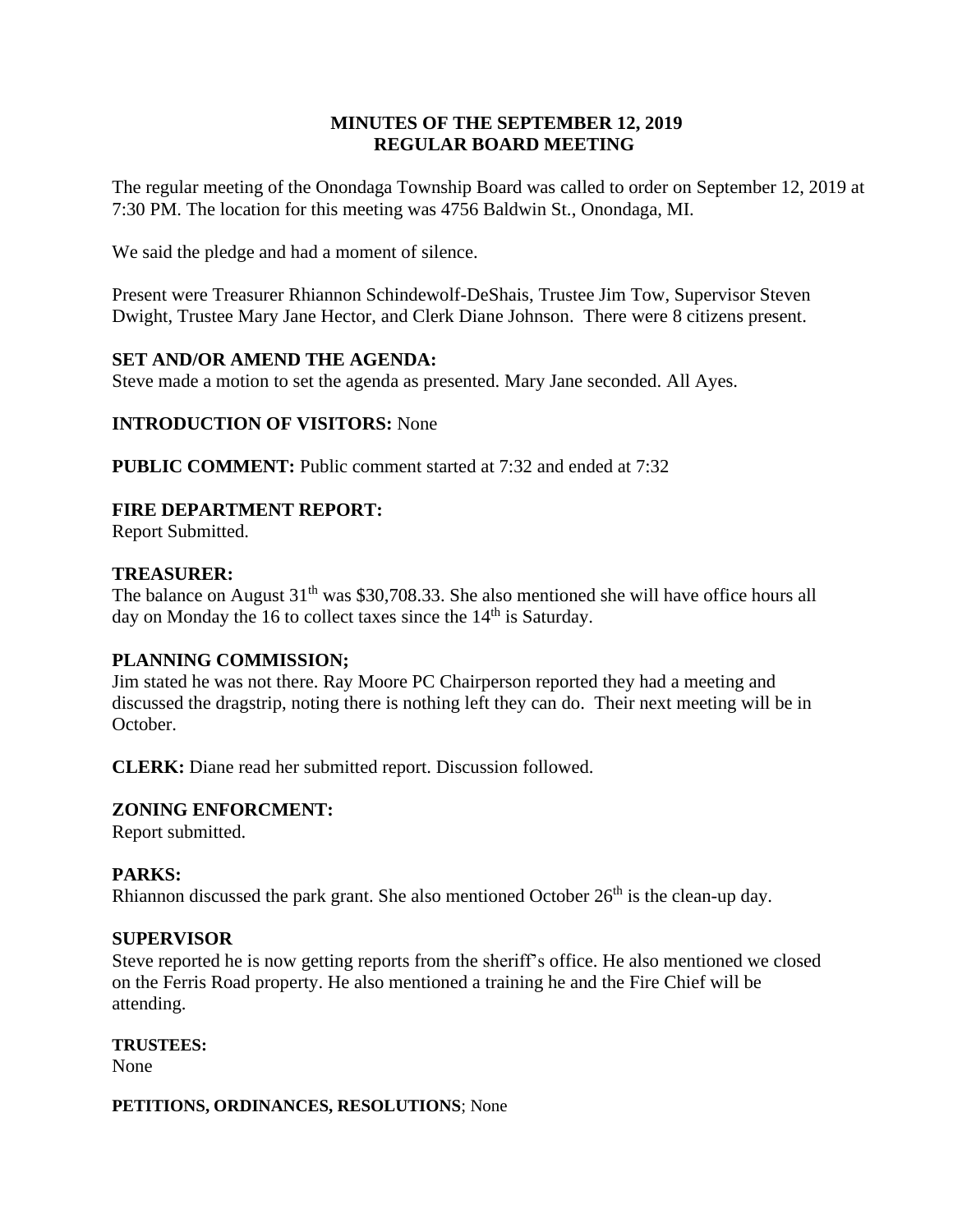# MINUTES OF THE SEPTEMBER 12, 2019
# REGULAR BOARD MEETING

The regular meeting of the Onondaga Township Board was called to order on September 12, 2019 at 7:30 PM. The location for this meeting was 4756 Baldwin St., Onondaga, MI.

We said the pledge and had a moment of silence.

Present were Treasurer Rhiannon Schindewolf-DeShais, Trustee Jim Tow, Supervisor Steven Dwight, Trustee Mary Jane Hector, and Clerk Diane Johnson. There were 8 citizens present.

**SET AND/OR AMEND THE AGENDA:**
Steve made a motion to set the agenda as presented. Mary Jane seconded. All Ayes.

**INTRODUCTION OF VISITORS:** None

**PUBLIC COMMENT:** Public comment started at 7:32 and ended at 7:32

**FIRE DEPARTMENT REPORT:**
Report Submitted.

**TREASURER:**
The balance on August 31th was $30,708.33. She also mentioned she will have office hours all day on Monday the 16 to collect taxes since the 14th is Saturday.

**PLANNING COMMISSION;**
Jim stated he was not there. Ray Moore PC Chairperson reported they had a meeting and discussed the dragstrip, noting there is nothing left they can do. Their next meeting will be in October.

**CLERK:** Diane read her submitted report. Discussion followed.

**ZONING ENFORCMENT:**
Report submitted.

**PARKS:**
Rhiannon discussed the park grant. She also mentioned October 26th is the clean-up day.

**SUPERVISOR**
Steve reported he is now getting reports from the sheriff's office. He also mentioned we closed on the Ferris Road property. He also mentioned a training he and the Fire Chief will be attending.

**TRUSTEES:**
None

**PETITIONS, ORDINANCES, RESOLUTIONS**; None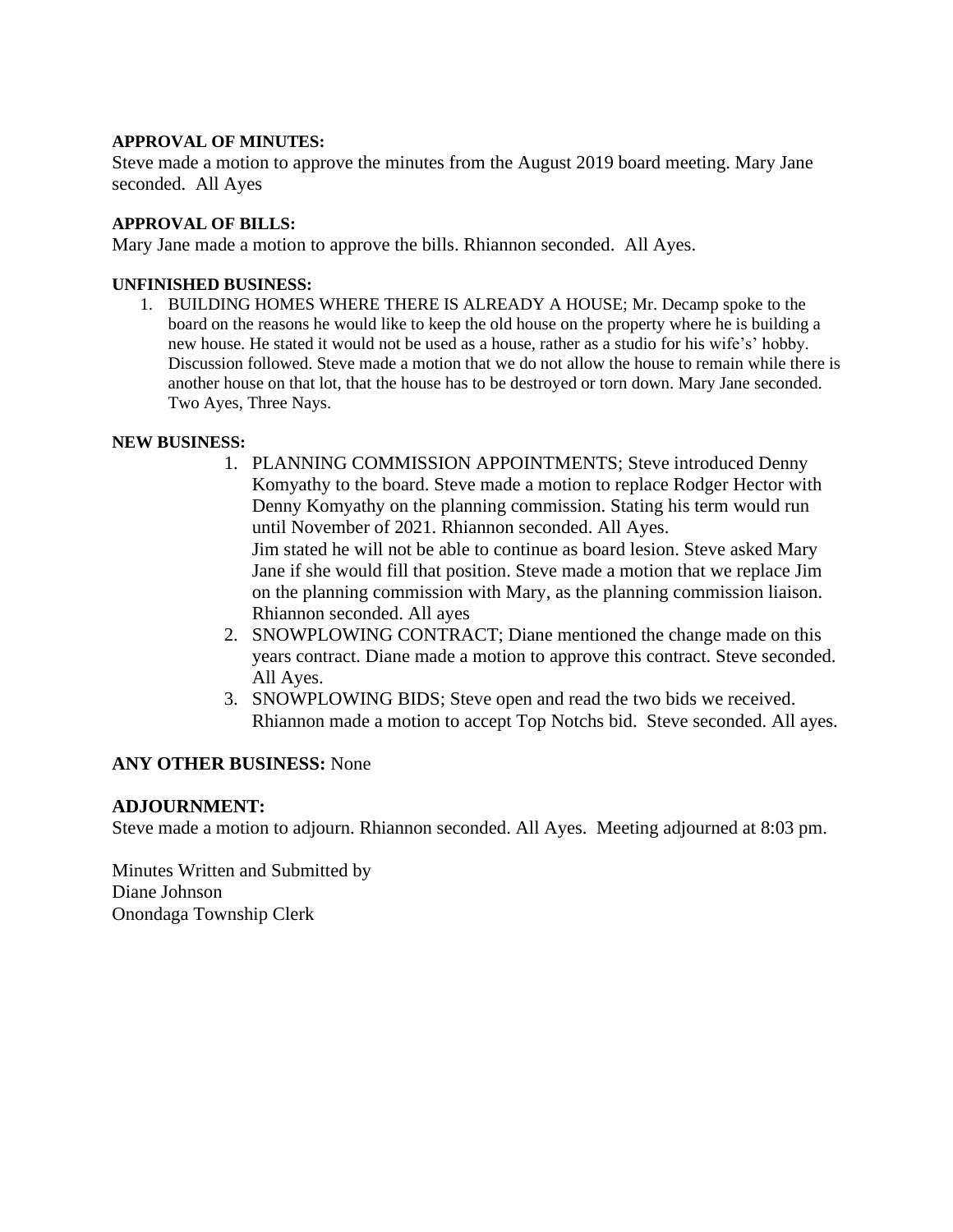**APPROVAL OF MINUTES:**
Steve made a motion to approve the minutes from the August 2019 board meeting. Mary Jane seconded. All Ayes

**APPROVAL OF BILLS:**
Mary Jane made a motion to approve the bills. Rhiannon seconded. All Ayes.

**UNFINISHED BUSINESS:**

1. BUILDING HOMES WHERE THERE IS ALREADY A HOUSE; Mr. Decamp spoke to the board on the reasons he would like to keep the old house on the property where he is building a new house. He stated it would not be used as a house, rather as a studio for his wife's' hobby. Discussion followed. Steve made a motion that we do not allow the house to remain while there is another house on that lot, that the house has to be destroyed or torn down. Mary Jane seconded. Two Ayes, Three Nays.

**NEW BUSINESS:**

1. PLANNING COMMISSION APPOINTMENTS; Steve introduced Denny Komyathy to the board. Steve made a motion to replace Rodger Hector with Denny Komyathy on the planning commission. Stating his term would run until November of 2021. Rhiannon seconded. All Ayes.
   Jim stated he will not be able to continue as board lesion. Steve asked Mary Jane if she would fill that position. Steve made a motion that we replace Jim on the planning commission with Mary, as the planning commission liaison. Rhiannon seconded. All ayes
2. SNOWPLOWING CONTRACT; Diane mentioned the change made on this years contract. Diane made a motion to approve this contract. Steve seconded. All Ayes.
3. SNOWPLOWING BIDS; Steve open and read the two bids we received. Rhiannon made a motion to accept Top Notchs bid. Steve seconded. All ayes.

**ANY OTHER BUSINESS:** None

**ADJOURNMENT:**
Steve made a motion to adjourn. Rhiannon seconded. All Ayes. Meeting adjourned at 8:03 pm.

Minutes Written and Submitted by
Diane Johnson
Onondaga Township Clerk